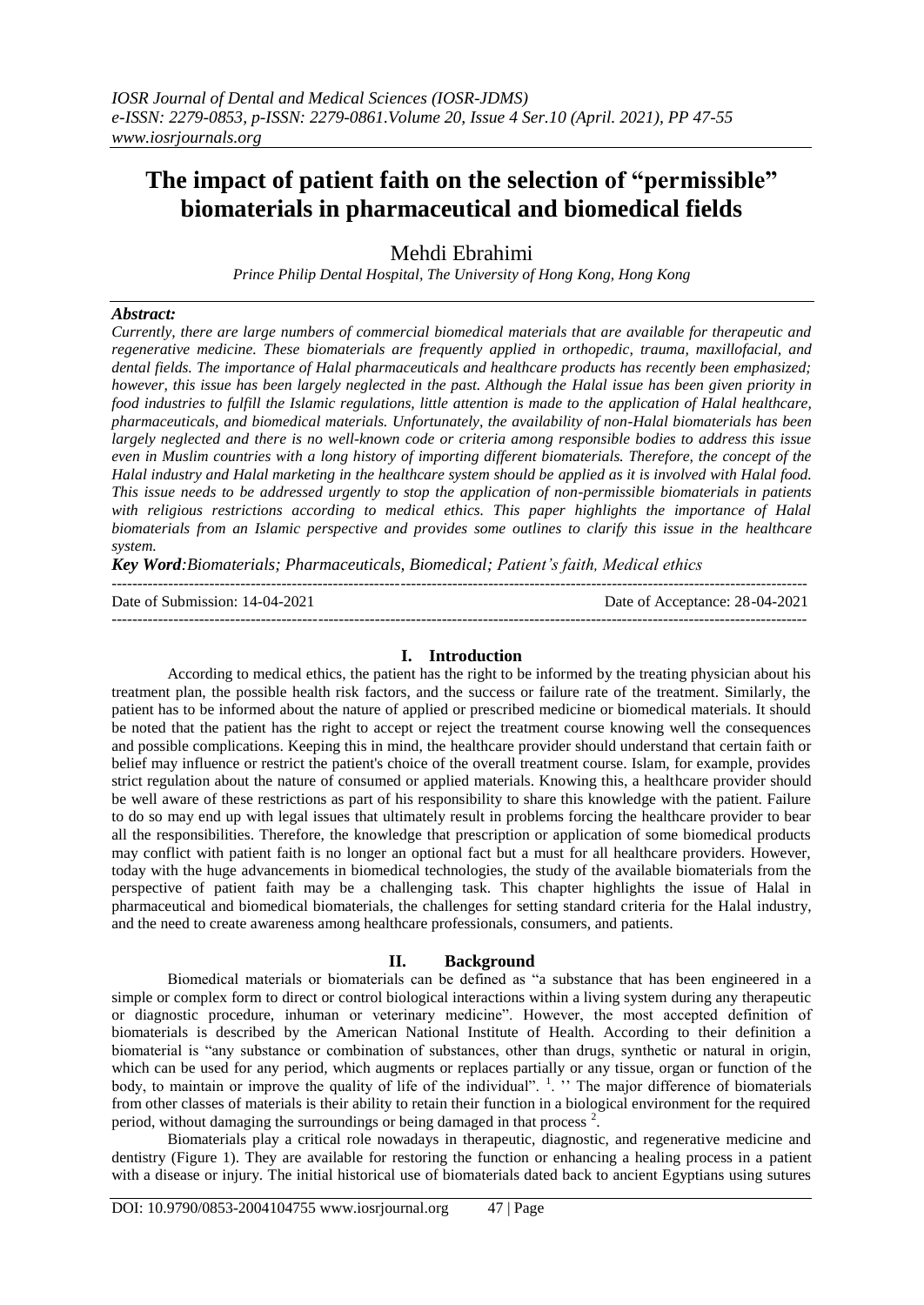# The impact of patient faith on the selection of "permissible" biomaterials in pharmaceutical and biomedical fields

Mehdi Ebrahimi

*Prince Philip Dental Hospital, The University of Hong Kong, Hong Kong*

### *Abstract:*

*Currently, there are large numbers of commercial biomedical materials that are available for therapeutic and regenerative medicine. These biomaterials are frequently applied in orthopedic, trauma, maxillofacial, and dental fields. The importance of Halal pharmaceuticals and healthcare products has recently been emphasized; however, this issue has been largely neglected in the past. Although the Halal issue has been given priority in food industries to fulfill the Islamic regulations, little attention is made to the application of Halal healthcare, pharmaceuticals, and biomedical materials. Unfortunately, the availability of non-Halal biomaterials has been largely neglected and there is no well-known code or criteria among responsible bodies to address this issue even in Muslim countries with a long history of importing different biomaterials. Therefore, the concept of the Halal industry and Halal marketing in the healthcare system should be applied as it is involved with Halal food. This issue needs to be addressed urgently to stop the application of non-permissible biomaterials in patients with religious restrictions according to medical ethics. This paper highlights the importance of Halal biomaterials from an Islamic perspective and provides some outlines to clarify this issue in the healthcare system.*

***Key Word****: Biomaterials; Pharmaceuticals, Biomedical; Patient's faith, Medical ethics*

---

Date of Submission: 14-04-2021 Date of Acceptance: 28-04-2021

---

## I. Introduction

According to medical ethics, the patient has the right to be informed by the treating physician about his treatment plan, the possible health risk factors, and the success or failure rate of the treatment. Similarly, the patient has to be informed about the nature of applied or prescribed medicine or biomedical materials. It should be noted that the patient has the right to accept or reject the treatment course knowing well the consequences and possible complications. Keeping this in mind, the healthcare provider should understand that certain faith or belief may influence or restrict the patient's choice of the overall treatment course. Islam, for example, provides strict regulation about the nature of consumed or applied materials. Knowing this, a healthcare provider should be well aware of these restrictions as part of his responsibility to share this knowledge with the patient. Failure to do so may end up with legal issues that ultimately result in problems forcing the healthcare provider to bear all the responsibilities. Therefore, the knowledge that prescription or application of some biomedical products may conflict with patient faith is no longer an optional fact but a must for all healthcare providers. However, today with the huge advancements in biomedical technologies, the study of the available biomaterials from the perspective of patient faith may be a challenging task. This chapter highlights the issue of Halal in pharmaceutical and biomedical biomaterials, the challenges for setting standard criteria for the Halal industry, and the need to create awareness among healthcare professionals, consumers, and patients.

## II. Background

Biomedical materials or biomaterials can be defined as "a substance that has been engineered in a simple or complex form to direct or control biological interactions within a living system during any therapeutic or diagnostic procedure, inhuman or veterinary medicine". However, the most accepted definition of biomaterials is described by the American National Institute of Health. According to their definition a biomaterial is "any substance or combination of substances, other than drugs, synthetic or natural in origin, which can be used for any period, which augments or replaces partially or any tissue, organ or function of the body, to maintain or improve the quality of life of the individual". [1]. '' The major difference of biomaterials from other classes of materials is their ability to retain their function in a biological environment for the required period, without damaging the surroundings or being damaged in that process [2].

Biomaterials play a critical role nowadays in therapeutic, diagnostic, and regenerative medicine and dentistry (Figure 1). They are available for restoring the function or enhancing a healing process in a patient with a disease or injury. The initial historical use of biomaterials dated back to ancient Egyptians using sutures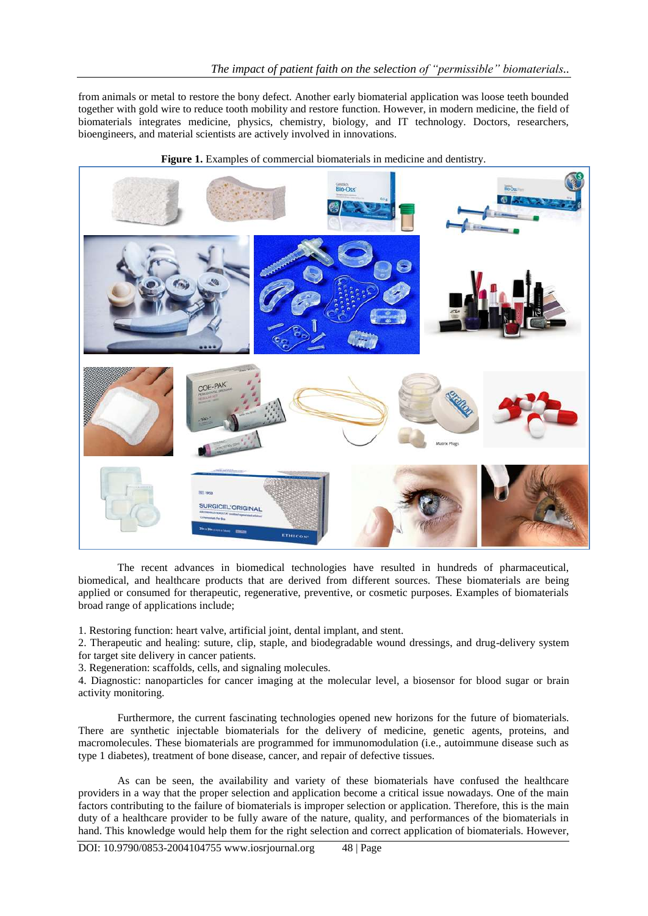from animals or metal to restore the bony defect. Another early biomaterial application was loose teeth bounded together with gold wire to reduce tooth mobility and restore function. However, in modern medicine, the field of biomaterials integrates medicine, physics, chemistry, biology, and IT technology. Doctors, researchers, bioengineers, and material scientists are actively involved in innovations.

**Figure 1.** Examples of commercial biomaterials in medicine and dentistry.

The recent advances in biomedical technologies have resulted in hundreds of pharmaceutical, biomedical, and healthcare products that are derived from different sources. These biomaterials are being applied or consumed for therapeutic, regenerative, preventive, or cosmetic purposes. Examples of biomaterials broad range of applications include;

1. Restoring function: heart valve, artificial joint, dental implant, and stent.
2. Therapeutic and healing: suture, clip, staple, and biodegradable wound dressings, and drug-delivery system for target site delivery in cancer patients.
3. Regeneration: scaffolds, cells, and signaling molecules.
4. Diagnostic: nanoparticles for cancer imaging at the molecular level, a biosensor for blood sugar or brain activity monitoring.

Furthermore, the current fascinating technologies opened new horizons for the future of biomaterials. There are synthetic injectable biomaterials for the delivery of medicine, genetic agents, proteins, and macromolecules. These biomaterials are programmed for immunomodulation (i.e., autoimmune disease such as type 1 diabetes), treatment of bone disease, cancer, and repair of defective tissues.

As can be seen, the availability and variety of these biomaterials have confused the healthcare providers in a way that the proper selection and application become a critical issue nowadays. One of the main factors contributing to the failure of biomaterials is improper selection or application. Therefore, this is the main duty of a healthcare provider to be fully aware of the nature, quality, and performances of the biomaterials in hand. This knowledge would help them for the right selection and correct application of biomaterials. However,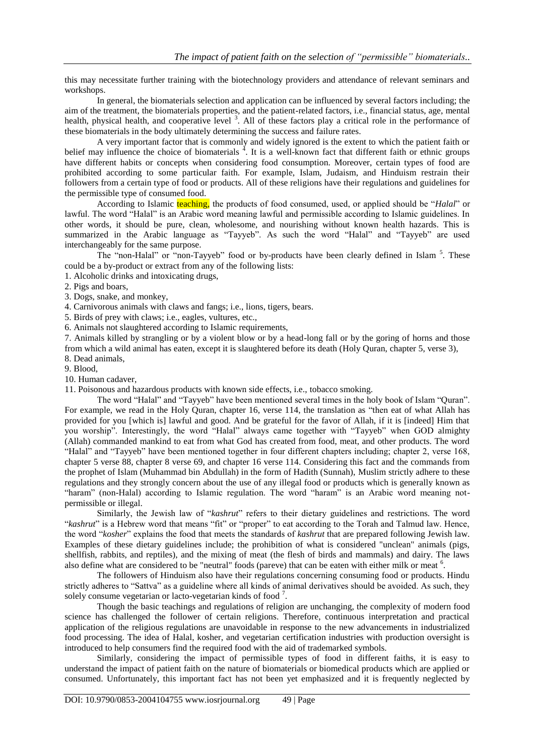this may necessitate further training with the biotechnology providers and attendance of relevant seminars and workshops.

In general, the biomaterials selection and application can be influenced by several factors including; the aim of the treatment, the biomaterials properties, and the patient-related factors, i.e., financial status, age, mental health, physical health, and cooperative level [3]. All of these factors play a critical role in the performance of these biomaterials in the body ultimately determining the success and failure rates.

A very important factor that is commonly and widely ignored is the extent to which the patient faith or belief may influence the choice of biomaterials [4]. It is a well-known fact that different faith or ethnic groups have different habits or concepts when considering food consumption. Moreover, certain types of food are prohibited according to some particular faith. For example, Islam, Judaism, and Hinduism restrain their followers from a certain type of food or products. All of these religions have their regulations and guidelines for the permissible type of consumed food.

According to Islamic teaching, the products of food consumed, used, or applied should be "*Halal*" or lawful. The word "Halal" is an Arabic word meaning lawful and permissible according to Islamic guidelines. In other words, it should be pure, clean, wholesome, and nourishing without known health hazards. This is summarized in the Arabic language as "Tayyeb". As such the word "Halal" and "Tayyeb" are used interchangeably for the same purpose.

The "non-Halal" or "non-Tayyeb" food or by-products have been clearly defined in Islam [5]. These could be a by-product or extract from any of the following lists:

1. Alcoholic drinks and intoxicating drugs,
2. Pigs and boars,
3. Dogs, snake, and monkey,
4. Carnivorous animals with claws and fangs; i.e., lions, tigers, bears.
5. Birds of prey with claws; i.e., eagles, vultures, etc.,
6. Animals not slaughtered according to Islamic requirements,
7. Animals killed by strangling or by a violent blow or by a head-long fall or by the goring of horns and those from which a wild animal has eaten, except it is slaughtered before its death (Holy Quran, chapter 5, verse 3),
8. Dead animals,
9. Blood,
10. Human cadaver,
11. Poisonous and hazardous products with known side effects, i.e., tobacco smoking.

The word "Halal" and "Tayyeb" have been mentioned several times in the holy book of Islam "Quran". For example, we read in the Holy Quran, chapter 16, verse 114, the translation as "then eat of what Allah has provided for you [which is] lawful and good. And be grateful for the favor of Allah, if it is [indeed] Him that you worship". Interestingly, the word "Halal" always came together with "Tayyeb" when GOD almighty (Allah) commanded mankind to eat from what God has created from food, meat, and other products. The word "Halal" and "Tayyeb" have been mentioned together in four different chapters including; chapter 2, verse 168, chapter 5 verse 88, chapter 8 verse 69, and chapter 16 verse 114. Considering this fact and the commands from the prophet of Islam (Muhammad bin Abdullah) in the form of Hadith (Sunnah), Muslim strictly adhere to these regulations and they strongly concern about the use of any illegal food or products which is generally known as "haram" (non-Halal) according to Islamic regulation. The word "haram" is an Arabic word meaning not-permissible or illegal.

Similarly, the Jewish law of "*kashrut*" refers to their dietary guidelines and restrictions. The word "*kashrut*" is a Hebrew word that means "fit" or "proper" to eat according to the Torah and Talmud law. Hence, the word "*kosher*" explains the food that meets the standards of *kashrut* that are prepared following Jewish law. Examples of these dietary guidelines include; the prohibition of what is considered "unclean" animals (pigs, shellfish, rabbits, and reptiles), and the mixing of meat (the flesh of birds and mammals) and dairy. The laws also define what are considered to be "neutral" foods (pareve) that can be eaten with either milk or meat [6].

The followers of Hinduism also have their regulations concerning consuming food or products. Hindu strictly adheres to "Sattva" as a guideline where all kinds of animal derivatives should be avoided. As such, they solely consume vegetarian or lacto-vegetarian kinds of food [7].

Though the basic teachings and regulations of religion are unchanging, the complexity of modern food science has challenged the follower of certain religions. Therefore, continuous interpretation and practical application of the religious regulations are unavoidable in response to the new advancements in industrialized food processing. The idea of Halal, kosher, and vegetarian certification industries with production oversight is introduced to help consumers find the required food with the aid of trademarked symbols.

Similarly, considering the impact of permissible types of food in different faiths, it is easy to understand the impact of patient faith on the nature of biomaterials or biomedical products which are applied or consumed. Unfortunately, this important fact has not been yet emphasized and it is frequently neglected by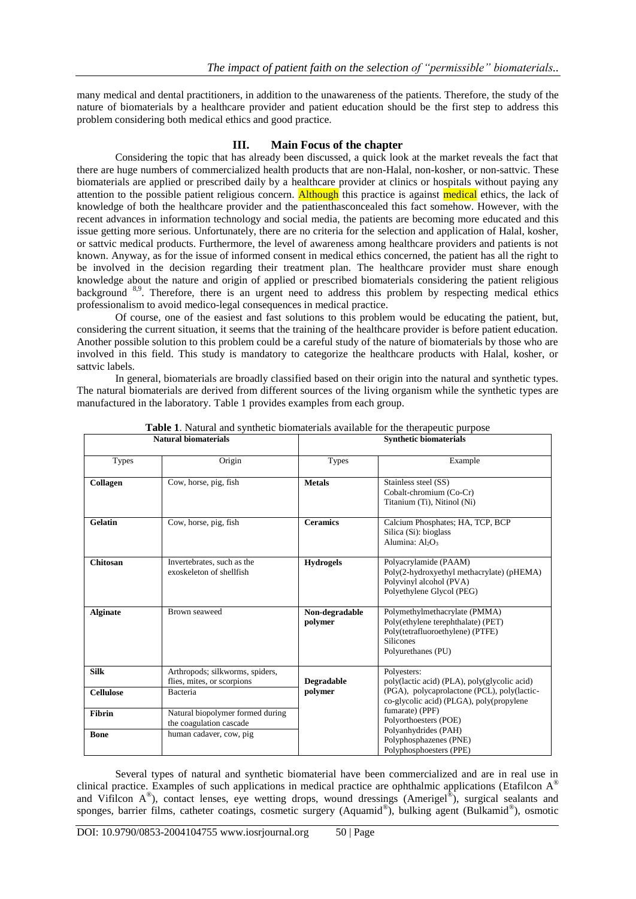many medical and dental practitioners, in addition to the unawareness of the patients. Therefore, the study of the nature of biomaterials by a healthcare provider and patient education should be the first step to address this problem considering both medical ethics and good practice.

## III. Main Focus of the chapter

Considering the topic that has already been discussed, a quick look at the market reveals the fact that there are huge numbers of commercialized health products that are non-Halal, non-kosher, or non-sattvic. These biomaterials are applied or prescribed daily by a healthcare provider at clinics or hospitals without paying any attention to the possible patient religious concern. Although this practice is against medical ethics, the lack of knowledge of both the healthcare provider and the patienthasconcealed this fact somehow. However, with the recent advances in information technology and social media, the patients are becoming more educated and this issue getting more serious. Unfortunately, there are no criteria for the selection and application of Halal, kosher, or sattvic medical products. Furthermore, the level of awareness among healthcare providers and patients is not known. Anyway, as for the issue of informed consent in medical ethics concerned, the patient has all the right to be involved in the decision regarding their treatment plan. The healthcare provider must share enough knowledge about the nature and origin of applied or prescribed biomaterials considering the patient religious background [8,9]. Therefore, there is an urgent need to address this problem by respecting medical ethics professionalism to avoid medico-legal consequences in medical practice.

Of course, one of the easiest and fast solutions to this problem would be educating the patient, but, considering the current situation, it seems that the training of the healthcare provider is before patient education. Another possible solution to this problem could be a careful study of the nature of biomaterials by those who are involved in this field. This study is mandatory to categorize the healthcare products with Halal, kosher, or sattvic labels.

In general, biomaterials are broadly classified based on their origin into the natural and synthetic types. The natural biomaterials are derived from different sources of the living organism while the synthetic types are manufactured in the laboratory. Table 1 provides examples from each group.

**Table 1**. Natural and synthetic biomaterials available for the therapeutic purpose

| Natural biomaterials | | Synthetic biomaterials | |
|---|---|---|---|
| Types | Origin | Types | Example |
| **Collagen** | Cow, horse, pig, fish | **Metals** | Stainless steel (SS)<br>Cobalt-chromium (Co-Cr)<br>Titanium (Ti), Nitinol (Ni) |
| **Gelatin** | Cow, horse, pig, fish | **Ceramics** | Calcium Phosphates; HA, TCP, BCP<br>Silica (Si): bioglass<br>Alumina: $Al_2O_3$ |
| **Chitosan** | Invertebrates, such as the exoskeleton of shellfish | **Hydrogels** | Polyacrylamide (PAAM)<br>Poly(2-hydroxyethyl methacrylate) (pHEMA)<br>Polyvinyl alcohol (PVA)<br>Polyethylene Glycol (PEG) |
| **Alginate** | Brown seaweed | **Non-degradable polymer** | Polymethylmethacrylate (PMMA)<br>Poly(ethylene terephthalate) (PET)<br>Poly(tetrafluoroethylene) (PTFE)<br>Silicones<br>Polyurethanes (PU) |
| **Silk** | Arthropods; silkworms, spiders, flies, mites, or scorpions | **Degradable polymer** | Polyesters:<br>poly(lactic acid) (PLA), poly(glycolic acid) (PGA), polycaprolactone (PCL), poly(lactic-co-glycolic acid) (PLGA), poly(propylene fumarate) (PPF)<br>Polyorthoesters (POE)<br>Polyanhydrides (PAH)<br>Polyphosphazenes (PNE)<br>Polyphosphoesters (PPE) |
| **Cellulose** | Bacteria | | |
| **Fibrin** | Natural biopolymer formed during the coagulation cascade | | |
| **Bone** | human cadaver, cow, pig | | |

Several types of natural and synthetic biomaterial have been commercialized and are in real use in clinical practice. Examples of such applications in medical practice are ophthalmic applications (Etafilcon A® and Vifilcon A®), contact lenses, eye wetting drops, wound dressings (Amerigel®), surgical sealants and sponges, barrier films, catheter coatings, cosmetic surgery (Aquamid®), bulking agent (Bulkamid®), osmotic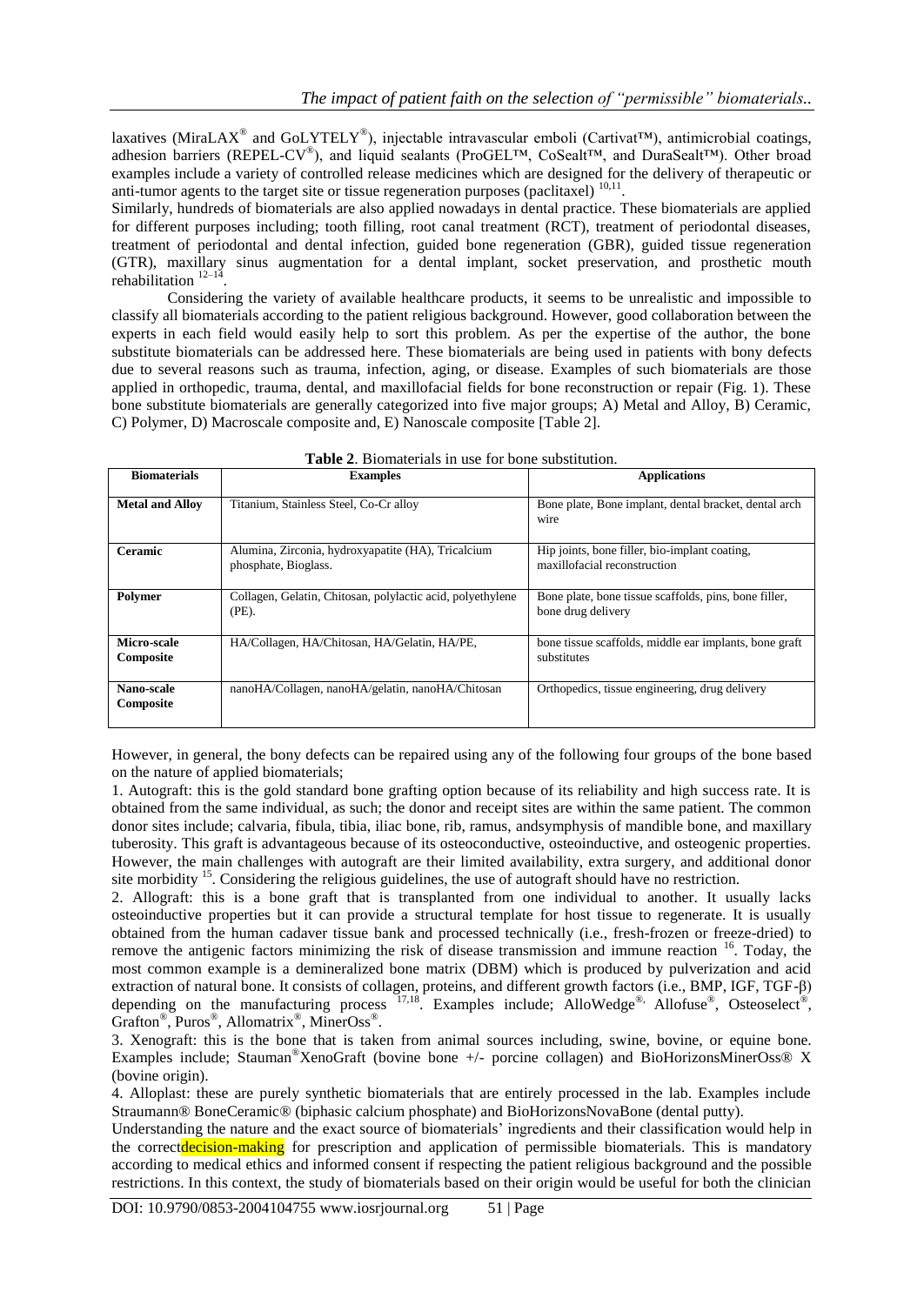laxatives (MiraLAX® and GoLYTELY®), injectable intravascular emboli (Cartivat™), antimicrobial coatings, adhesion barriers (REPEL-CV®), and liquid sealants (ProGEL™, CoSealt™, and DuraSealt™). Other broad examples include a variety of controlled release medicines which are designed for the delivery of therapeutic or anti-tumor agents to the target site or tissue regeneration purposes (paclitaxel) [10,11].

Similarly, hundreds of biomaterials are also applied nowadays in dental practice. These biomaterials are applied for different purposes including; tooth filling, root canal treatment (RCT), treatment of periodontal diseases, treatment of periodontal and dental infection, guided bone regeneration (GBR), guided tissue regeneration (GTR), maxillary sinus augmentation for a dental implant, socket preservation, and prosthetic mouth rehabilitation [12–14].

Considering the variety of available healthcare products, it seems to be unrealistic and impossible to classify all biomaterials according to the patient religious background. However, good collaboration between the experts in each field would easily help to sort this problem. As per the expertise of the author, the bone substitute biomaterials can be addressed here. These biomaterials are being used in patients with bony defects due to several reasons such as trauma, infection, aging, or disease. Examples of such biomaterials are those applied in orthopedic, trauma, dental, and maxillofacial fields for bone reconstruction or repair (Fig. 1). These bone substitute biomaterials are generally categorized into five major groups; A) Metal and Alloy, B) Ceramic, C) Polymer, D) Macroscale composite and, E) Nanoscale composite [Table 2].

**Table 2**. Biomaterials in use for bone substitution.

| Biomaterials | Examples | Applications |
|---|---|---|
| **Metal and Alloy** | Titanium, Stainless Steel, Co-Cr alloy | Bone plate, Bone implant, dental bracket, dental arch wire |
| **Ceramic** | Alumina, Zirconia, hydroxyapatite (HA), Tricalcium phosphate, Bioglass. | Hip joints, bone filler, bio-implant coating, maxillofacial reconstruction |
| **Polymer** | Collagen, Gelatin, Chitosan, polylactic acid, polyethylene (PE). | Bone plate, bone tissue scaffolds, pins, bone filler, bone drug delivery |
| **Micro-scale Composite** | HA/Collagen, HA/Chitosan, HA/Gelatin, HA/PE, | bone tissue scaffolds, middle ear implants, bone graft substitutes |
| **Nano-scale Composite** | nanoHA/Collagen, nanoHA/gelatin, nanoHA/Chitosan | Orthopedics, tissue engineering, drug delivery |

However, in general, the bony defects can be repaired using any of the following four groups of the bone based on the nature of applied biomaterials;

1. Autograft: this is the gold standard bone grafting option because of its reliability and high success rate. It is obtained from the same individual, as such; the donor and receipt sites are within the same patient. The common donor sites include; calvaria, fibula, tibia, iliac bone, rib, ramus, andsymphysis of mandible bone, and maxillary tuberosity. This graft is advantageous because of its osteoconductive, osteoinductive, and osteogenic properties. However, the main challenges with autograft are their limited availability, extra surgery, and additional donor site morbidity [15]. Considering the religious guidelines, the use of autograft should have no restriction.
2. Allograft: this is a bone graft that is transplanted from one individual to another. It usually lacks osteoinductive properties but it can provide a structural template for host tissue to regenerate. It is usually obtained from the human cadaver tissue bank and processed technically (i.e., fresh-frozen or freeze-dried) to remove the antigenic factors minimizing the risk of disease transmission and immune reaction [16]. Today, the most common example is a demineralized bone matrix (DBM) which is produced by pulverization and acid extraction of natural bone. It consists of collagen, proteins, and different growth factors (i.e., BMP, IGF, TGF-β) depending on the manufacturing process [17,18]. Examples include; AlloWedge®, Allofuse®, Osteoselect®, Grafton®, Puros®, Allomatrix®, MinerOss®.
3. Xenograft: this is the bone that is taken from animal sources including, swine, bovine, or equine bone. Examples include; Stauman®XenoGraft (bovine bone +/- porcine collagen) and BioHorizonsMinerOss® X (bovine origin).
4. Alloplast: these are purely synthetic biomaterials that are entirely processed in the lab. Examples include Straumann® BoneCeramic® (biphasic calcium phosphate) and BioHorizonsNovaBone (dental putty).

Understanding the nature and the exact source of biomaterials' ingredients and their classification would help in the correctdecision-making for prescription and application of permissible biomaterials. This is mandatory according to medical ethics and informed consent if respecting the patient religious background and the possible restrictions. In this context, the study of biomaterials based on their origin would be useful for both the clinician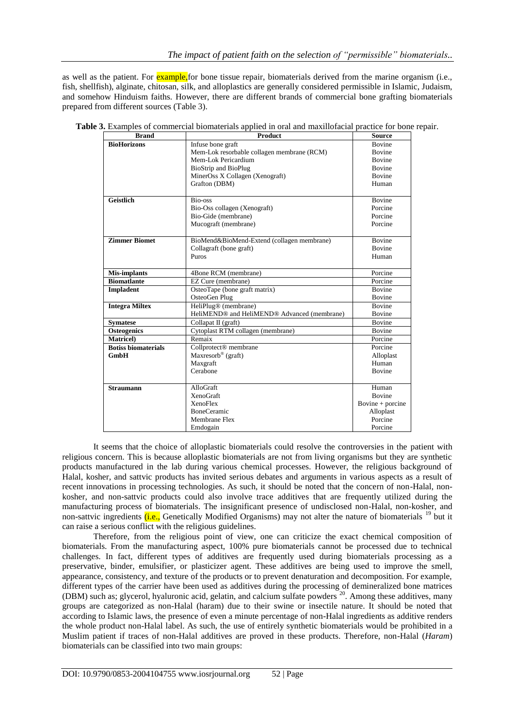as well as the patient. For example,for bone tissue repair, biomaterials derived from the marine organism (i.e., fish, shellfish), alginate, chitosan, silk, and alloplastics are generally considered permissible in Islamic, Judaism, and somehow Hinduism faiths. However, there are different brands of commercial bone grafting biomaterials prepared from different sources (Table 3).

**Table 3.** Examples of commercial biomaterials applied in oral and maxillofacial practice for bone repair.

| Brand | Product | Source |
|---|---|---|
| **BioHorizons** | Infuse bone graft | Bovine |
| | Mem-Lok resorbable collagen membrane (RCM) | Bovine |
| | Mem-Lok Pericardium | Bovine |
| | BioStrip and BioPlug | Bovine |
| | MinerOss X Collagen (Xenograft) | Bovine |
| | Grafton (DBM) | Human |
| **Geistlich** | Bio-oss | Bovine |
| | Bio-Oss collagen (Xenograft) | Porcine |
| | Bio-Gide (membrane) | Porcine |
| | Mucograft (membrane) | Porcine |
| **Zimmer Biomet** | BioMend&BioMend-Extend (collagen membrane) | Bovine |
| | Collagraft (bone graft) | Bovine |
| | Puros | Human |
| **Mis-implants** | 4Bone RCM (membrane) | Porcine |
| **Biomatlante** | EZ Cure (membrane) | Porcine |
| **Impladent** | OsteoTape (bone graft matrix) | Bovine |
| | OsteoGen Plug | Bovine |
| **Integra Miltex** | HeliPlug® (membrane) | Bovine |
| | HeliMEND® and HeliMEND® Advanced (membrane) | Bovine |
| **Symatese** | Collapat II (graft) | Bovine |
| **Osteogenics** | Cytoplast RTM collagen (membrane) | Bovine |
| **Matricel)** | Remaix | Porcine |
| **Botiss biomaterials GmbH** | Collprotect® membrane | Porcine |
| | Maxresorb® (graft) | Alloplast |
| | Maxgraft | Human |
| | Cerabone | Bovine |
| **Straumann** | AlloGraft | Human |
| | XenoGraft | Bovine |
| | XenoFlex | Bovine + porcine |
| | BoneCeramic | Alloplast |
| | Membrane Flex | Porcine |
| | Emdogain | Porcine |

It seems that the choice of alloplastic biomaterials could resolve the controversies in the patient with religious concern. This is because alloplastic biomaterials are not from living organisms but they are synthetic products manufactured in the lab during various chemical processes. However, the religious background of Halal, kosher, and sattvic products has invited serious debates and arguments in various aspects as a result of recent innovations in processing technologies. As such, it should be noted that the concern of non-Halal, non-kosher, and non-sattvic products could also involve trace additives that are frequently utilized during the manufacturing process of biomaterials. The insignificant presence of undisclosed non-Halal, non-kosher, and non-sattvic ingredients (i.e., Genetically Modified Organisms) may not alter the nature of biomaterials [19] but it can raise a serious conflict with the religious guidelines.

Therefore, from the religious point of view, one can criticize the exact chemical composition of biomaterials. From the manufacturing aspect, 100% pure biomaterials cannot be processed due to technical challenges. In fact, different types of additives are frequently used during biomaterials processing as a preservative, binder, emulsifier, or plasticizer agent. These additives are being used to improve the smell, appearance, consistency, and texture of the products or to prevent denaturation and decomposition. For example, different types of the carrier have been used as additives during the processing of demineralized bone matrices (DBM) such as; glycerol, hyaluronic acid, gelatin, and calcium sulfate powders [20]. Among these additives, many groups are categorized as non-Halal (haram) due to their swine or insectile nature. It should be noted that according to Islamic laws, the presence of even a minute percentage of non-Halal ingredients as additive renders the whole product non-Halal label. As such, the use of entirely synthetic biomaterials would be prohibited in a Muslim patient if traces of non-Halal additives are proved in these products. Therefore, non-Halal (*Haram*) biomaterials can be classified into two main groups: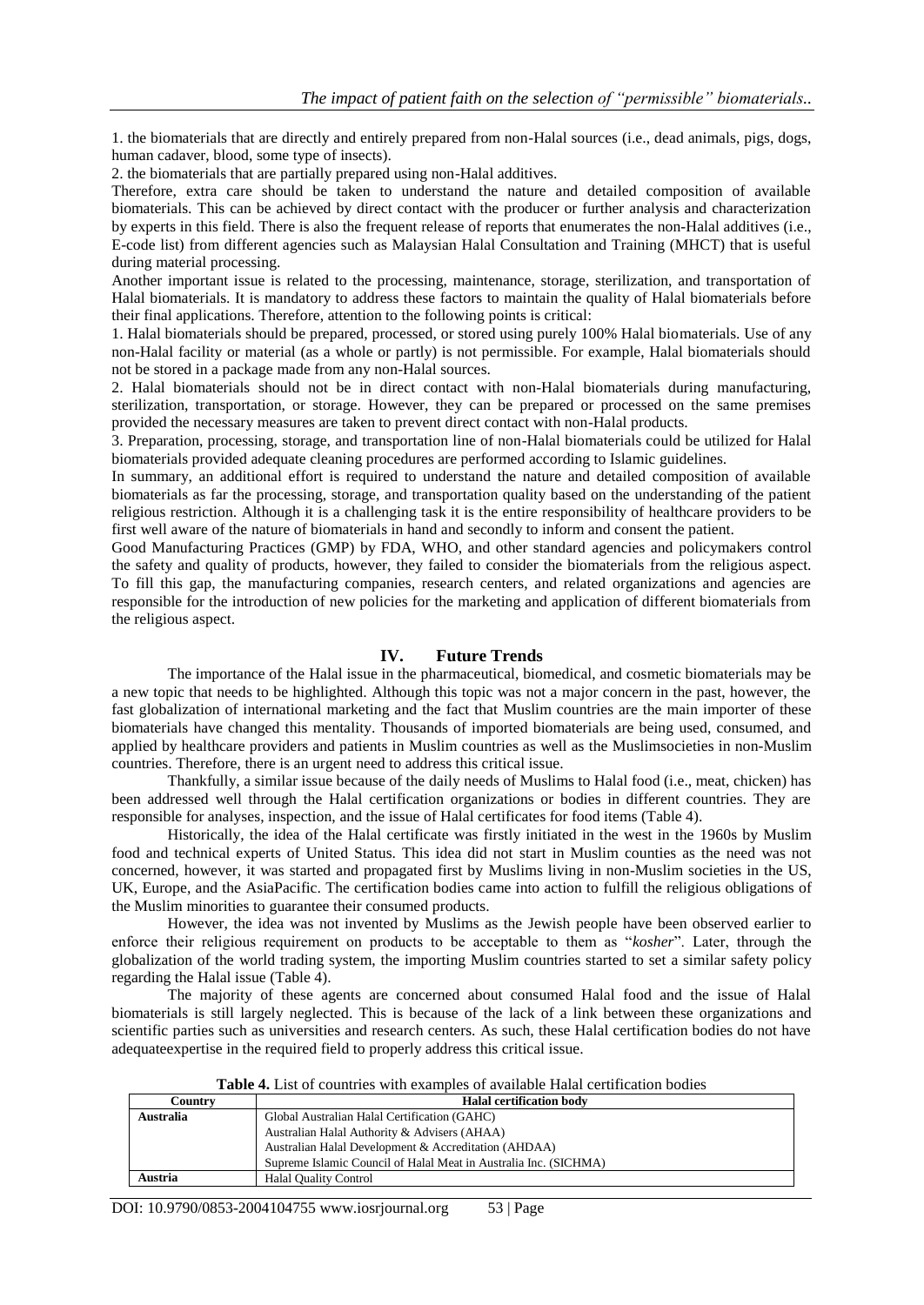1. the biomaterials that are directly and entirely prepared from non-Halal sources (i.e., dead animals, pigs, dogs, human cadaver, blood, some type of insects).
2. the biomaterials that are partially prepared using non-Halal additives.

Therefore, extra care should be taken to understand the nature and detailed composition of available biomaterials. This can be achieved by direct contact with the producer or further analysis and characterization by experts in this field. There is also the frequent release of reports that enumerates the non-Halal additives (i.e., E-code list) from different agencies such as Malaysian Halal Consultation and Training (MHCT) that is useful during material processing.

Another important issue is related to the processing, maintenance, storage, sterilization, and transportation of Halal biomaterials. It is mandatory to address these factors to maintain the quality of Halal biomaterials before their final applications. Therefore, attention to the following points is critical:

1. Halal biomaterials should be prepared, processed, or stored using purely 100% Halal biomaterials. Use of any non-Halal facility or material (as a whole or partly) is not permissible. For example, Halal biomaterials should not be stored in a package made from any non-Halal sources.
2. Halal biomaterials should not be in direct contact with non-Halal biomaterials during manufacturing, sterilization, transportation, or storage. However, they can be prepared or processed on the same premises provided the necessary measures are taken to prevent direct contact with non-Halal products.
3. Preparation, processing, storage, and transportation line of non-Halal biomaterials could be utilized for Halal biomaterials provided adequate cleaning procedures are performed according to Islamic guidelines.

In summary, an additional effort is required to understand the nature and detailed composition of available biomaterials as far the processing, storage, and transportation quality based on the understanding of the patient religious restriction. Although it is a challenging task it is the entire responsibility of healthcare providers to be first well aware of the nature of biomaterials in hand and secondly to inform and consent the patient.

Good Manufacturing Practices (GMP) by FDA, WHO, and other standard agencies and policymakers control the safety and quality of products, however, they failed to consider the biomaterials from the religious aspect. To fill this gap, the manufacturing companies, research centers, and related organizations and agencies are responsible for the introduction of new policies for the marketing and application of different biomaterials from the religious aspect.

## IV. Future Trends

The importance of the Halal issue in the pharmaceutical, biomedical, and cosmetic biomaterials may be a new topic that needs to be highlighted. Although this topic was not a major concern in the past, however, the fast globalization of international marketing and the fact that Muslim countries are the main importer of these biomaterials have changed this mentality. Thousands of imported biomaterials are being used, consumed, and applied by healthcare providers and patients in Muslim countries as well as the Muslimsocieties in non-Muslim countries. Therefore, there is an urgent need to address this critical issue.

Thankfully, a similar issue because of the daily needs of Muslims to Halal food (i.e., meat, chicken) has been addressed well through the Halal certification organizations or bodies in different countries. They are responsible for analyses, inspection, and the issue of Halal certificates for food items (Table 4).

Historically, the idea of the Halal certificate was firstly initiated in the west in the 1960s by Muslim food and technical experts of United Status. This idea did not start in Muslim counties as the need was not concerned, however, it was started and propagated first by Muslims living in non-Muslim societies in the US, UK, Europe, and the AsiaPacific. The certification bodies came into action to fulfill the religious obligations of the Muslim minorities to guarantee their consumed products.

However, the idea was not invented by Muslims as the Jewish people have been observed earlier to enforce their religious requirement on products to be acceptable to them as "*kosher*". Later, through the globalization of the world trading system, the importing Muslim countries started to set a similar safety policy regarding the Halal issue (Table 4).

The majority of these agents are concerned about consumed Halal food and the issue of Halal biomaterials is still largely neglected. This is because of the lack of a link between these organizations and scientific parties such as universities and research centers. As such, these Halal certification bodies do not have adequateexpertise in the required field to properly address this critical issue.

**Table 4.** List of countries with examples of available Halal certification bodies

| Country | Halal certification body |
|---|---|
| **Australia** | Global Australian Halal Certification (GAHC) |
| | Australian Halal Authority & Advisers (AHAA) |
| | Australian Halal Development & Accreditation (AHDAA) |
| | Supreme Islamic Council of Halal Meat in Australia Inc. (SICHMA) |
| **Austria** | Halal Quality Control |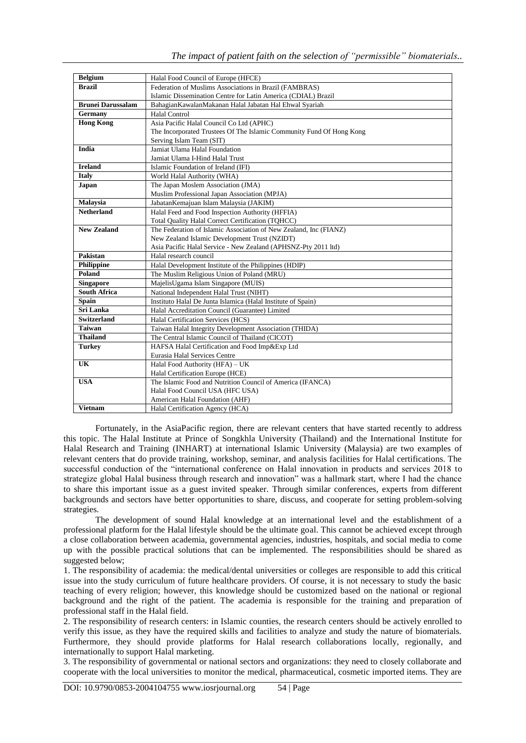| Belgium | Halal Food Council of Europe (HFCE) |
|---|---|
| Brazil | Federation of Muslims Associations in Brazil (FAMBRAS)<br>Islamic Dissemination Centre for Latin America (CDIAL) Brazil |
| Brunei Darussalam | BahagianKawalanMakanan Halal Jabatan Hal Ehwal Syariah |
| Germany | Halal Control |
| Hong Kong | Asia Pacific Halal Council Co Ltd (APHC)<br>The Incorporated Trustees Of The Islamic Community Fund Of Hong Kong<br>Serving Islam Team (SIT) |
| India | Jamiat Ulama Halal Foundation<br>Jamiat Ulama I-Hind Halal Trust |
| Ireland | Islamic Foundation of Ireland (IFI) |
| Italy | World Halal Authority (WHA) |
| Japan | The Japan Moslem Association (JMA)<br>Muslim Professional Japan Association (MPJA) |
| Malaysia | JabatanKemajuan Islam Malaysia (JAKIM) |
| Netherland | Halal Feed and Food Inspection Authority (HFFIA)<br>Total Quality Halal Correct Certification (TQHCC) |
| New Zealand | The Federation of Islamic Association of New Zealand, Inc (FIANZ)<br>New Zealand Islamic Development Trust (NZIDT)<br>Asia Pacific Halal Service - New Zealand (APHSNZ-Pty 2011 ltd) |
| Pakistan | Halal research council |
| Philippine | Halal Development Institute of the Philippines (HDIP) |
| Poland | The Muslim Religious Union of Poland (MRU) |
| Singapore | MajelisUgama Islam Singapore (MUIS) |
| South Africa | National Independent Halal Trust (NIHT) |
| Spain | Instituto Halal De Junta Islamica (Halal Institute of Spain) |
| Sri Lanka | Halal Accreditation Council (Guarantee) Limited |
| Switzerland | Halal Certification Services (HCS) |
| Taiwan | Taiwan Halal Integrity Development Association (THIDA) |
| Thailand | The Central Islamic Council of Thailand (CICOT) |
| Turkey | HAFSA Halal Certification and Food Imp&Exp Ltd<br>Eurasia Halal Services Centre |
| UK | Halal Food Authority (HFA) – UK<br>Halal Certification Europe (HCE) |
| USA | The Islamic Food and Nutrition Council of America (IFANCA)<br>Halal Food Council USA (HFC USA)<br>American Halal Foundation (AHF) |
| Vietnam | Halal Certification Agency (HCA) |

Fortunately, in the AsiaPacific region, there are relevant centers that have started recently to address this topic. The Halal Institute at Prince of Songkhla University (Thailand) and the International Institute for Halal Research and Training (INHART) at International Islamic University (Malaysia) are two examples of relevant centers that do provide training, workshop, seminar, and analysis facilities for Halal certifications. The successful conduction of the "international conference on Halal innovation in products and services 2018 to strategize global Halal business through research and innovation" was a hallmark start, where I had the chance to share this important issue as a guest invited speaker. Through similar conferences, experts from different backgrounds and sectors have better opportunities to share, discuss, and cooperate for setting problem-solving strategies.

The development of sound Halal knowledge at an international level and the establishment of a professional platform for the Halal lifestyle should be the ultimate goal. This cannot be achieved except through a close collaboration between academia, governmental agencies, industries, hospitals, and social media to come up with the possible practical solutions that can be implemented. The responsibilities should be shared as suggested below;

1. The responsibility of academia: the medical/dental universities or colleges are responsible to add this critical issue into the study curriculum of future healthcare providers. Of course, it is not necessary to study the basic teaching of every religion; however, this knowledge should be customized based on the national or regional background and the right of the patient. The academia is responsible for the training and preparation of professional staff in the Halal field.
2. The responsibility of research centers: in Islamic counties, the research centers should be actively enrolled to verify this issue, as they have the required skills and facilities to analyze and study the nature of biomaterials. Furthermore, they should provide platforms for Halal research collaborations locally, regionally, and internationally to support Halal marketing.
3. The responsibility of governmental or national sectors and organizations: they need to closely collaborate and cooperate with the local universities to monitor the medical, pharmaceutical, cosmetic imported items. They are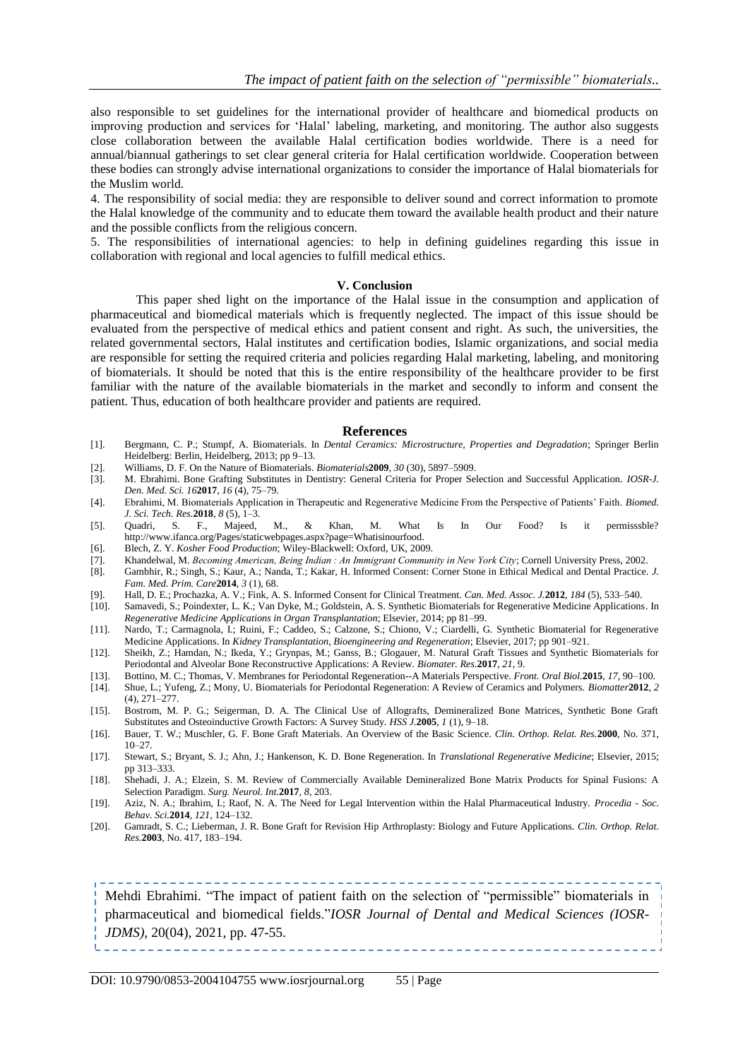also responsible to set guidelines for the international provider of healthcare and biomedical products on improving production and services for 'Halal' labeling, marketing, and monitoring. The author also suggests close collaboration between the available Halal certification bodies worldwide. There is a need for annual/biannual gatherings to set clear general criteria for Halal certification worldwide. Cooperation between these bodies can strongly advise international organizations to consider the importance of Halal biomaterials for the Muslim world.

4. The responsibility of social media: they are responsible to deliver sound and correct information to promote the Halal knowledge of the community and to educate them toward the available health product and their nature and the possible conflicts from the religious concern.

5. The responsibilities of international agencies: to help in defining guidelines regarding this issue in collaboration with regional and local agencies to fulfill medical ethics.

## V. Conclusion

This paper shed light on the importance of the Halal issue in the consumption and application of pharmaceutical and biomedical materials which is frequently neglected. The impact of this issue should be evaluated from the perspective of medical ethics and patient consent and right. As such, the universities, the related governmental sectors, Halal institutes and certification bodies, Islamic organizations, and social media are responsible for setting the required criteria and policies regarding Halal marketing, labeling, and monitoring of biomaterials. It should be noted that this is the entire responsibility of the healthcare provider to be first familiar with the nature of the available biomaterials in the market and secondly to inform and consent the patient. Thus, education of both healthcare provider and patients are required.

## References

[1]. Bergmann, C. P.; Stumpf, A. Biomaterials. In *Dental Ceramics: Microstructure, Properties and Degradation*; Springer Berlin Heidelberg: Berlin, Heidelberg, 2013; pp 9–13.

[2]. Williams, D. F. On the Nature of Biomaterials. *Biomaterials* **2009**, *30* (30), 5897–5909.

[3]. M. Ebrahimi. Bone Grafting Substitutes in Dentistry: General Criteria for Proper Selection and Successful Application. *IOSR-J. Den. Med. Sci. 16* **2017**, *16* (4), 75–79.

[4]. Ebrahimi, M. Biomaterials Application in Therapeutic and Regenerative Medicine From the Perspective of Patients' Faith. *Biomed. J. Sci. Tech. Res.* **2018**, *8* (5), 1–3.

[5]. Quadri, S. F., Majeed, M., & Khan, M. What Is In Our Food? Is it permisssble? http://www.ifanca.org/Pages/staticwebpages.aspx?page=Whatisinourfood.

[6]. Blech, Z. Y. *Kosher Food Production*; Wiley-Blackwell: Oxford, UK, 2009.

[7]. Khandelwal, M. *Becoming American, Being Indian : An Immigrant Community in New York City*; Cornell University Press, 2002.

[8]. Gambhir, R.; Singh, S.; Kaur, A.; Nanda, T.; Kakar, H. Informed Consent: Corner Stone in Ethical Medical and Dental Practice. *J. Fam. Med. Prim. Care* **2014**, *3* (1), 68.

[9]. Hall, D. E.; Prochazka, A. V.; Fink, A. S. Informed Consent for Clinical Treatment. *Can. Med. Assoc. J.* **2012**, *184* (5), 533–540.

[10]. Samavedi, S.; Poindexter, L. K.; Van Dyke, M.; Goldstein, A. S. Synthetic Biomaterials for Regenerative Medicine Applications. In *Regenerative Medicine Applications in Organ Transplantation*; Elsevier, 2014; pp 81–99.

[11]. Nardo, T.; Carmagnola, I.; Ruini, F.; Caddeo, S.; Calzone, S.; Chiono, V.; Ciardelli, G. Synthetic Biomaterial for Regenerative Medicine Applications. In *Kidney Transplantation, Bioengineering and Regeneration*; Elsevier, 2017; pp 901–921.

[12]. Sheikh, Z.; Hamdan, N.; Ikeda, Y.; Grynpas, M.; Ganss, B.; Glogauer, M. Natural Graft Tissues and Synthetic Biomaterials for Periodontal and Alveolar Bone Reconstructive Applications: A Review. *Biomater. Res.* **2017**, *21*, 9.

[13]. Bottino, M. C.; Thomas, V. Membranes for Periodontal Regeneration--A Materials Perspective. *Front. Oral Biol.* **2015**, *17*, 90–100.

[14]. Shue, L.; Yufeng, Z.; Mony, U. Biomaterials for Periodontal Regeneration: A Review of Ceramics and Polymers. *Biomatter* **2012**, *2* (4), 271–277.

[15]. Bostrom, M. P. G.; Seigerman, D. A. The Clinical Use of Allografts, Demineralized Bone Matrices, Synthetic Bone Graft Substitutes and Osteoinductive Growth Factors: A Survey Study. *HSS J.* **2005**, *1* (1), 9–18.

[16]. Bauer, T. W.; Muschler, G. F. Bone Graft Materials. An Overview of the Basic Science. *Clin. Orthop. Relat. Res.* **2000**, No. 371, 10–27.

[17]. Stewart, S.; Bryant, S. J.; Ahn, J.; Hankenson, K. D. Bone Regeneration. In *Translational Regenerative Medicine*; Elsevier, 2015; pp 313–333.

[18]. Shehadi, J. A.; Elzein, S. M. Review of Commercially Available Demineralized Bone Matrix Products for Spinal Fusions: A Selection Paradigm. *Surg. Neurol. Int.* **2017**, *8*, 203.

[19]. Aziz, N. A.; Ibrahim, I.; Raof, N. A. The Need for Legal Intervention within the Halal Pharmaceutical Industry. *Procedia - Soc. Behav. Sci.* **2014**, *121*, 124–132.

[20]. Gamradt, S. C.; Lieberman, J. R. Bone Graft for Revision Hip Arthroplasty: Biology and Future Applications. *Clin. Orthop. Relat. Res.* **2003**, No. 417, 183–194.

Mehdi Ebrahimi. "The impact of patient faith on the selection of "permissible" biomaterials in pharmaceutical and biomedical fields."*IOSR Journal of Dental and Medical Sciences (IOSR-JDMS)*, 20(04), 2021, pp. 47-55.